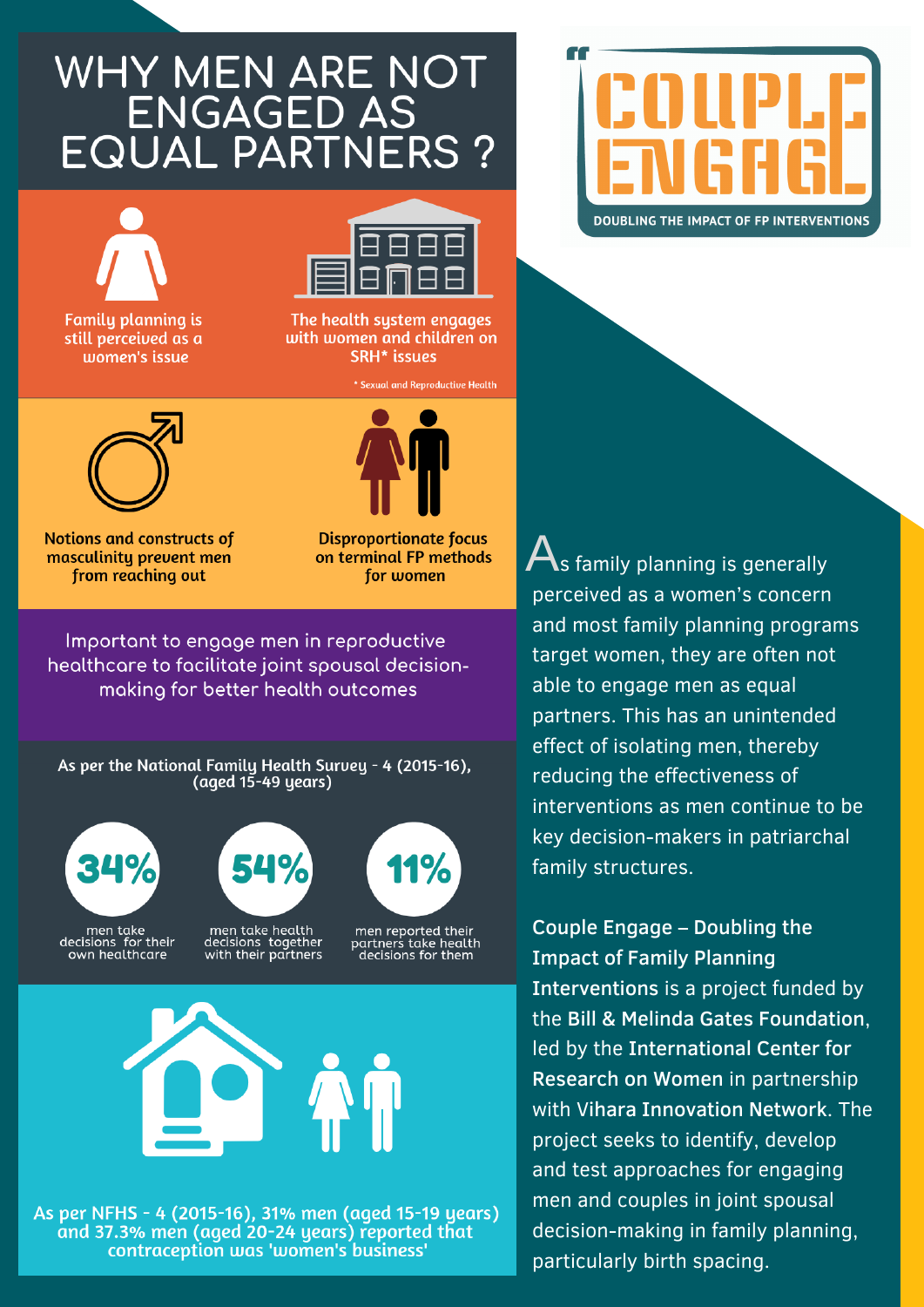# WHY MEN ARE NOT ENGAGED AS EQUAL PARTNERS ?

Family planning is still perceived as a women's issue

The health system engages with women and children on SRH* issues

\* Sexual and Reproductive Health

Notions and constructs of masculinity prevent men from reaching out

Disproportionate focus on terminal FP methods for women

Important to engage men in reproductive healthcare to facilitate joint spousal decision-making for better health outcomes

**As per the National Family Health Survey - 4 (2015-16), (aged 15-49 years)**

**34%** men take decisions for their own healthcare

**54%** men take health decisions together with their partners

**11%** men reported their partners take health decisions for them

**As per NFHS - 4 (2015-16), 31% men (aged 15-19 years) and 37.3% men (aged 20-24 years) reported that contraception was 'women's business'**

# COUPLE ENGAGE

DOUBLING THE IMPACT OF FP INTERVENTIONS

As family planning is generally perceived as a women's concern and most family planning programs target women, they are often not able to engage men as equal partners. This has an unintended effect of isolating men, thereby reducing the effectiveness of interventions as men continue to be key decision-makers in patriarchal family structures.

**Couple Engage – Doubling the Impact of Family Planning Interventions** is a project funded by the **Bill & Melinda Gates Foundation**, led by the **International Center for Research on Women** in partnership with **Vihara Innovation Network**. The project seeks to identify, develop and test approaches for engaging men and couples in joint spousal decision-making in family planning, particularly birth spacing.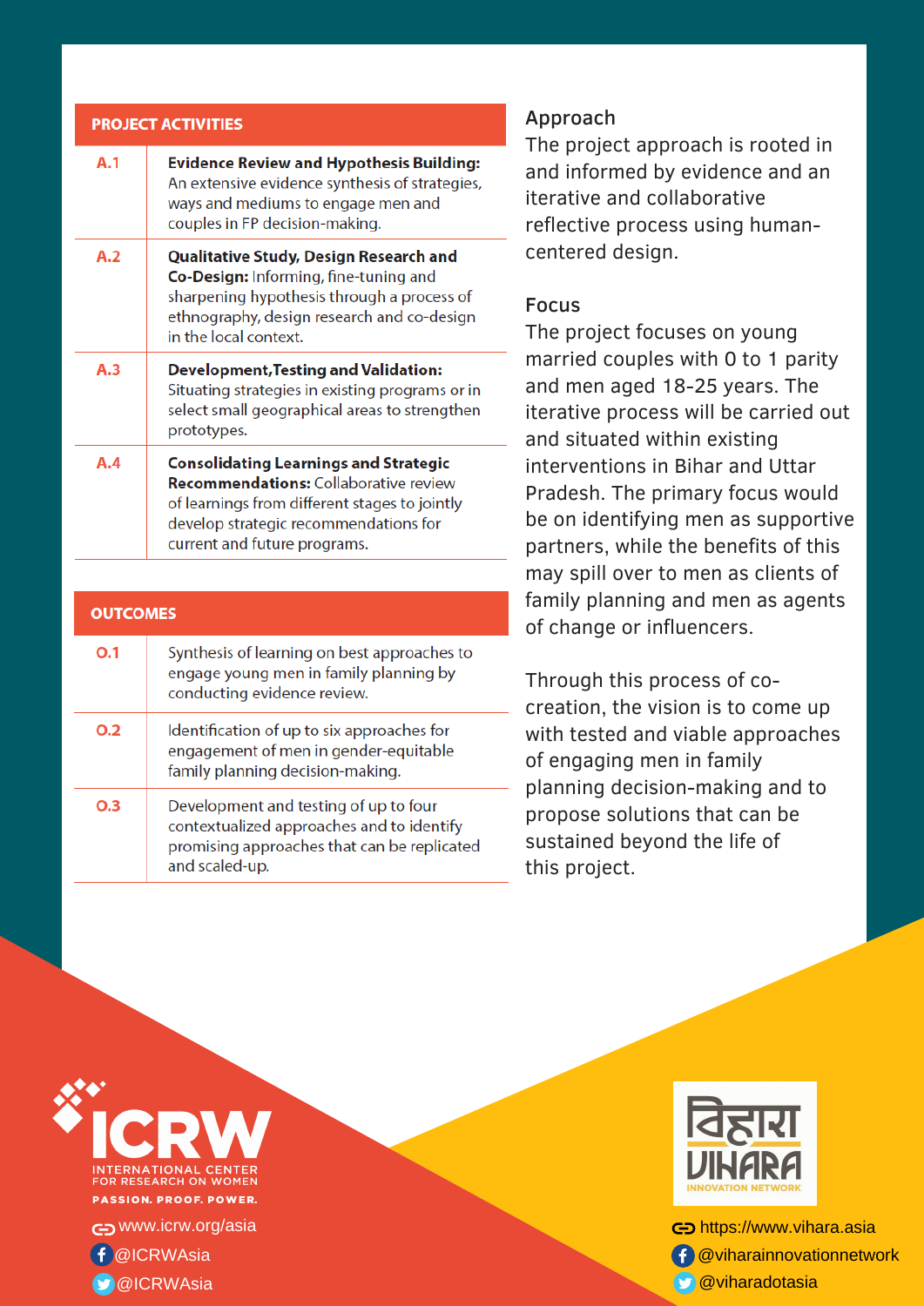| PROJECT ACTIVITIES | |
|---|---|
| A.1 | **Evidence Review and Hypothesis Building:** An extensive evidence synthesis of strategies, ways and mediums to engage men and couples in FP decision-making. |
| A.2 | **Qualitative Study, Design Research and Co-Design:** Informing, fine-tuning and sharpening hypothesis through a process of ethnography, design research and co-design in the local context. |
| A.3 | **Development,Testing and Validation:** Situating strategies in existing programs or in select small geographical areas to strengthen prototypes. |
| A.4 | **Consolidating Learnings and Strategic Recommendations:** Collaborative review of learnings from different stages to jointly develop strategic recommendations for current and future programs. |

| OUTCOMES | |
|---|---|
| O.1 | Synthesis of learning on best approaches to engage young men in family planning by conducting evidence review. |
| O.2 | Identification of up to six approaches for engagement of men in gender-equitable family planning decision-making. |
| O.3 | Development and testing of up to four contextualized approaches and to identify promising approaches that can be replicated and scaled-up. |

## Approach

The project approach is rooted in and informed by evidence and an iterative and collaborative reflective process using human-centered design.

## Focus

The project focuses on young married couples with 0 to 1 parity and men aged 18-25 years. The iterative process will be carried out and situated within existing interventions in Bihar and Uttar Pradesh. The primary focus would be on identifying men as supportive partners, while the benefits of this may spill over to men as clients of family planning and men as agents of change or influencers.

Through this process of co-creation, the vision is to come up with tested and viable approaches of engaging men in family planning decision-making and to propose solutions that can be sustained beyond the life of this project.

ICRW
INTERNATIONAL CENTER FOR RESEARCH ON WOMEN
PASSION. PROOF. POWER.

www.icrw.org/asia
@ICRWAsia
@ICRWAsia

विहारा
VIHARA
INNOVATION NETWORK

https://www.vihara.asia
@viharainnovationnetwork
@viharadotasia